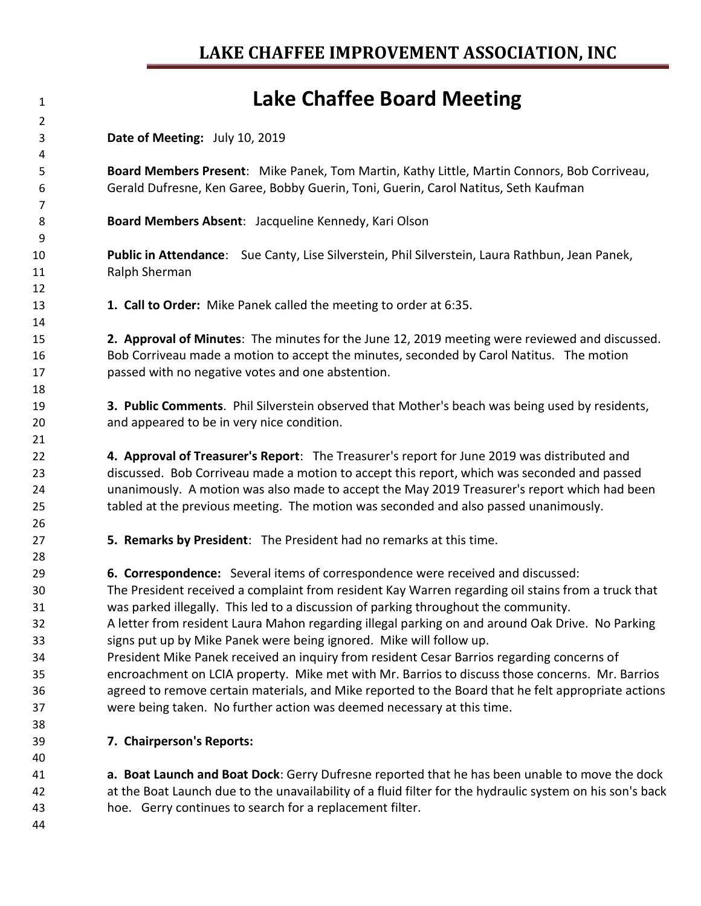# LAKE CHAFFEE IMPROVEMENT ASSOCIATION, INC

## Lake Chaffee Board Meeting

**Date of Meeting:** July 10, 2019

**Board Members Present**: Mike Panek, Tom Martin, Kathy Little, Martin Connors, Bob Corriveau, Gerald Dufresne, Ken Garee, Bobby Guerin, Toni, Guerin, Carol Natitus, Seth Kaufman

**Board Members Absent**: Jacqueline Kennedy, Kari Olson

**Public in Attendance**: Sue Canty, Lise Silverstein, Phil Silverstein, Laura Rathbun, Jean Panek, Ralph Sherman

**1. Call to Order:** Mike Panek called the meeting to order at 6:35.

**2. Approval of Minutes**: The minutes for the June 12, 2019 meeting were reviewed and discussed. Bob Corriveau made a motion to accept the minutes, seconded by Carol Natitus. The motion passed with no negative votes and one abstention.

**3. Public Comments**. Phil Silverstein observed that Mother's beach was being used by residents, and appeared to be in very nice condition.

**4. Approval of Treasurer's Report**: The Treasurer's report for June 2019 was distributed and discussed. Bob Corriveau made a motion to accept this report, which was seconded and passed unanimously. A motion was also made to accept the May 2019 Treasurer's report which had been tabled at the previous meeting. The motion was seconded and also passed unanimously.

**5. Remarks by President**: The President had no remarks at this time.

**6. Correspondence:** Several items of correspondence were received and discussed:
The President received a complaint from resident Kay Warren regarding oil stains from a truck that was parked illegally. This led to a discussion of parking throughout the community.
A letter from resident Laura Mahon regarding illegal parking on and around Oak Drive. No Parking signs put up by Mike Panek were being ignored. Mike will follow up.
President Mike Panek received an inquiry from resident Cesar Barrios regarding concerns of encroachment on LCIA property. Mike met with Mr. Barrios to discuss those concerns. Mr. Barrios agreed to remove certain materials, and Mike reported to the Board that he felt appropriate actions were being taken. No further action was deemed necessary at this time.

**7. Chairperson's Reports:**

**a. Boat Launch and Boat Dock**: Gerry Dufresne reported that he has been unable to move the dock at the Boat Launch due to the unavailability of a fluid filter for the hydraulic system on his son's back hoe. Gerry continues to search for a replacement filter.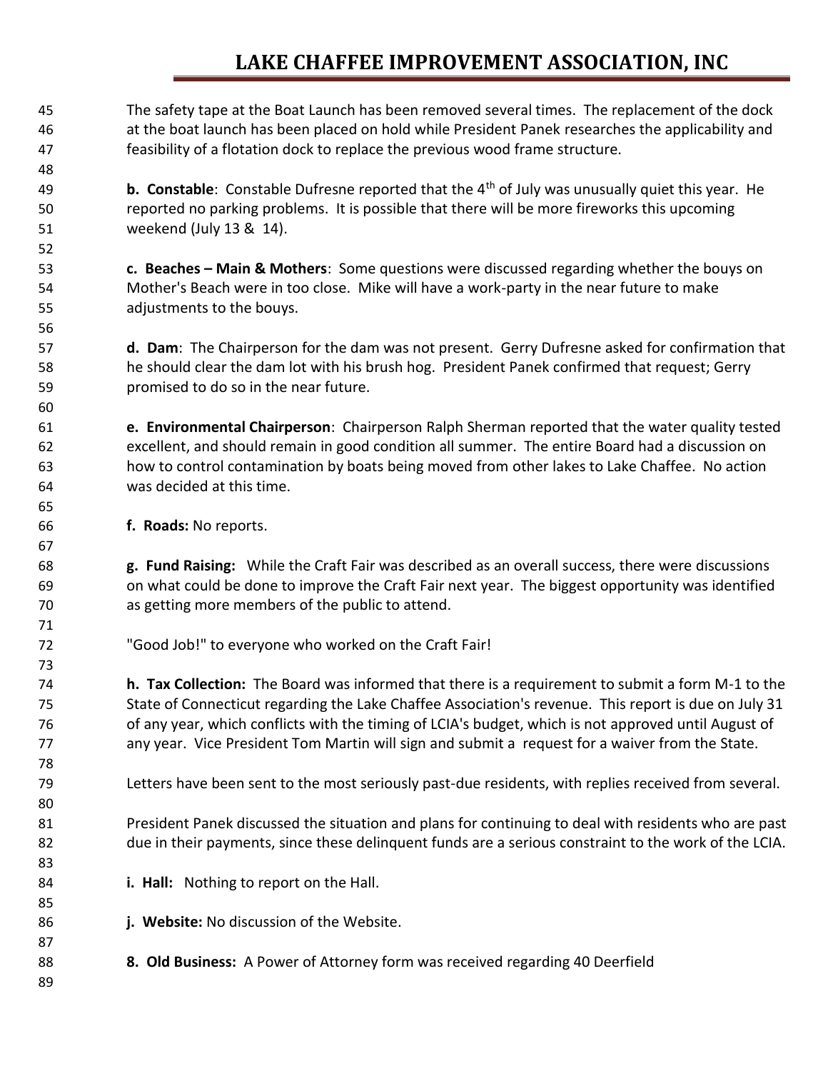The safety tape at the Boat Launch has been removed several times. The replacement of the dock at the boat launch has been placed on hold while President Panek researches the applicability and feasibility of a flotation dock to replace the previous wood frame structure.

**b. Constable**: Constable Dufresne reported that the 4th of July was unusually quiet this year. He reported no parking problems. It is possible that there will be more fireworks this upcoming weekend (July 13 & 14).

**c. Beaches – Main & Mothers**: Some questions were discussed regarding whether the bouys on Mother's Beach were in too close. Mike will have a work-party in the near future to make adjustments to the bouys.

**d. Dam**: The Chairperson for the dam was not present. Gerry Dufresne asked for confirmation that he should clear the dam lot with his brush hog. President Panek confirmed that request; Gerry promised to do so in the near future.

**e. Environmental Chairperson**: Chairperson Ralph Sherman reported that the water quality tested excellent, and should remain in good condition all summer. The entire Board had a discussion on how to control contamination by boats being moved from other lakes to Lake Chaffee. No action was decided at this time.

**f. Roads:** No reports.

**g. Fund Raising:** While the Craft Fair was described as an overall success, there were discussions on what could be done to improve the Craft Fair next year. The biggest opportunity was identified as getting more members of the public to attend.

"Good Job!" to everyone who worked on the Craft Fair!

**h. Tax Collection:** The Board was informed that there is a requirement to submit a form M-1 to the State of Connecticut regarding the Lake Chaffee Association's revenue. This report is due on July 31 of any year, which conflicts with the timing of LCIA's budget, which is not approved until August of any year. Vice President Tom Martin will sign and submit a request for a waiver from the State.

Letters have been sent to the most seriously past-due residents, with replies received from several.

President Panek discussed the situation and plans for continuing to deal with residents who are past due in their payments, since these delinquent funds are a serious constraint to the work of the LCIA.

**i. Hall:** Nothing to report on the Hall.

**j. Website:** No discussion of the Website.

**8. Old Business:** A Power of Attorney form was received regarding 40 Deerfield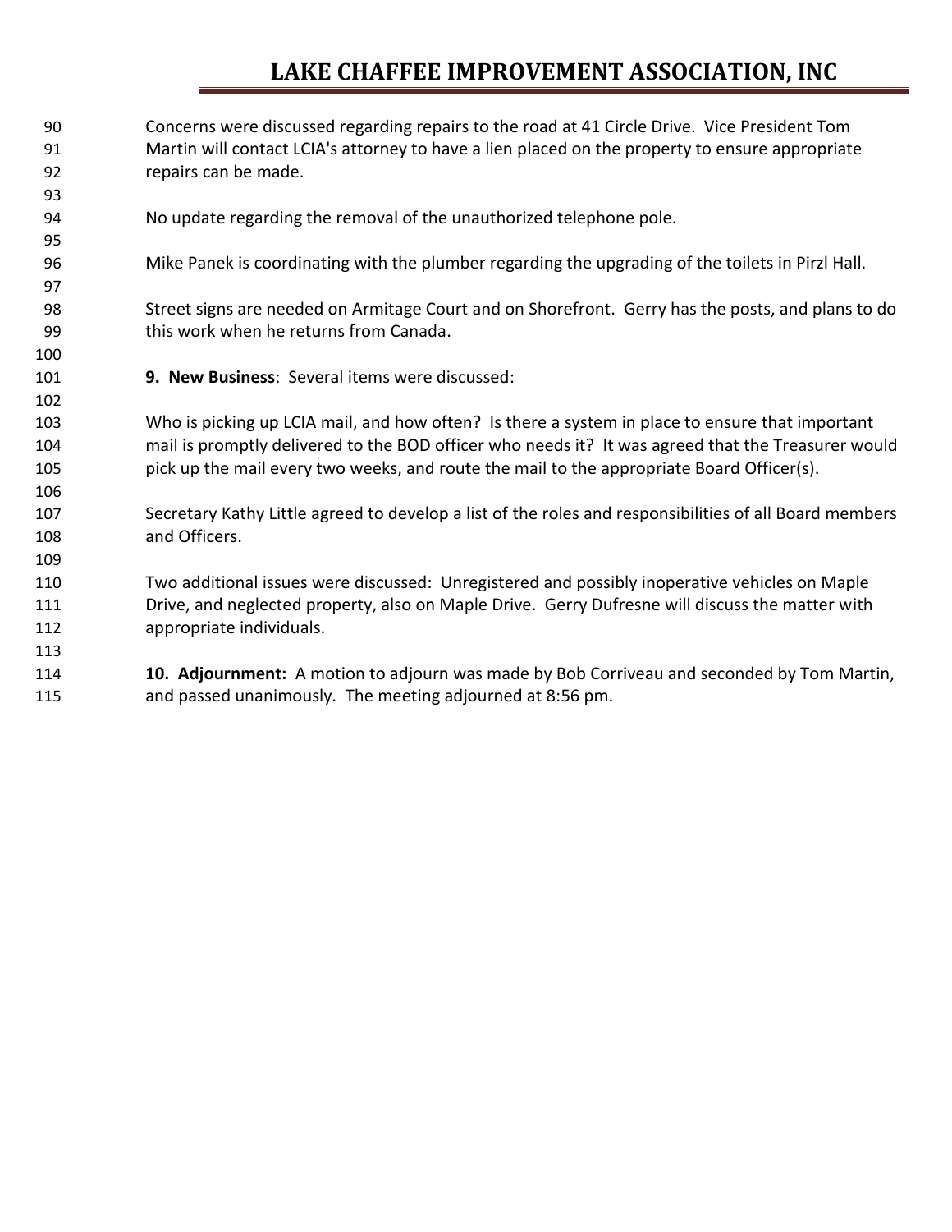Concerns were discussed regarding repairs to the road at 41 Circle Drive. Vice President Tom Martin will contact LCIA's attorney to have a lien placed on the property to ensure appropriate repairs can be made.

No update regarding the removal of the unauthorized telephone pole.

Mike Panek is coordinating with the plumber regarding the upgrading of the toilets in Pirzl Hall.

Street signs are needed on Armitage Court and on Shorefront. Gerry has the posts, and plans to do this work when he returns from Canada.

**9. New Business**: Several items were discussed:

Who is picking up LCIA mail, and how often? Is there a system in place to ensure that important mail is promptly delivered to the BOD officer who needs it? It was agreed that the Treasurer would pick up the mail every two weeks, and route the mail to the appropriate Board Officer(s).

Secretary Kathy Little agreed to develop a list of the roles and responsibilities of all Board members and Officers.

Two additional issues were discussed: Unregistered and possibly inoperative vehicles on Maple Drive, and neglected property, also on Maple Drive. Gerry Dufresne will discuss the matter with appropriate individuals.

**10. Adjournment:** A motion to adjourn was made by Bob Corriveau and seconded by Tom Martin, and passed unanimously. The meeting adjourned at 8:56 pm.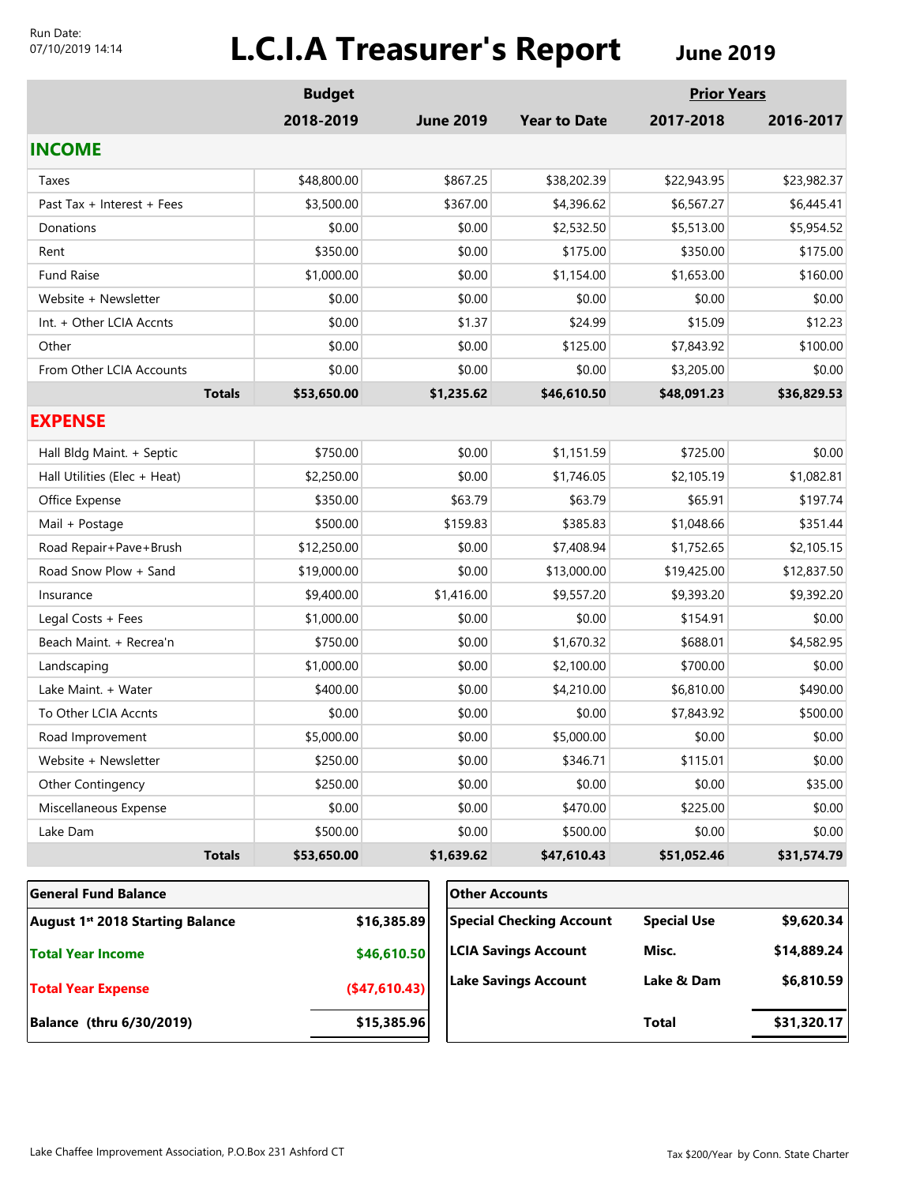Run Date:
07/10/2019 14:14

# L.C.I.A Treasurer's Report

## June 2019

| | Budget 2018-2019 | June 2019 | Year to Date | Prior Years 2017-2018 | 2016-2017 |
|---|---|---|---|---|---|
| **INCOME** | | | | | |
| Taxes | $48,800.00 | $867.25 | $38,202.39 | $22,943.95 | $23,982.37 |
| Past Tax + Interest + Fees | $3,500.00 | $367.00 | $4,396.62 | $6,567.27 | $6,445.41 |
| Donations | $0.00 | $0.00 | $2,532.50 | $5,513.00 | $5,954.52 |
| Rent | $350.00 | $0.00 | $175.00 | $350.00 | $175.00 |
| Fund Raise | $1,000.00 | $0.00 | $1,154.00 | $1,653.00 | $160.00 |
| Website + Newsletter | $0.00 | $0.00 | $0.00 | $0.00 | $0.00 |
| Int. + Other LCIA Accnts | $0.00 | $1.37 | $24.99 | $15.09 | $12.23 |
| Other | $0.00 | $0.00 | $125.00 | $7,843.92 | $100.00 |
| From Other LCIA Accounts | $0.00 | $0.00 | $0.00 | $3,205.00 | $0.00 |
| **Totals** | **$53,650.00** | **$1,235.62** | **$46,610.50** | **$48,091.23** | **$36,829.53** |
| **EXPENSE** | | | | | |
| Hall Bldg Maint. + Septic | $750.00 | $0.00 | $1,151.59 | $725.00 | $0.00 |
| Hall Utilities (Elec + Heat) | $2,250.00 | $0.00 | $1,746.05 | $2,105.19 | $1,082.81 |
| Office Expense | $350.00 | $63.79 | $63.79 | $65.91 | $197.74 |
| Mail + Postage | $500.00 | $159.83 | $385.83 | $1,048.66 | $351.44 |
| Road Repair+Pave+Brush | $12,250.00 | $0.00 | $7,408.94 | $1,752.65 | $2,105.15 |
| Road Snow Plow + Sand | $19,000.00 | $0.00 | $13,000.00 | $19,425.00 | $12,837.50 |
| Insurance | $9,400.00 | $1,416.00 | $9,557.20 | $9,393.20 | $9,392.20 |
| Legal Costs + Fees | $1,000.00 | $0.00 | $0.00 | $154.91 | $0.00 |
| Beach Maint. + Recrea'n | $750.00 | $0.00 | $1,670.32 | $688.01 | $4,582.95 |
| Landscaping | $1,000.00 | $0.00 | $2,100.00 | $700.00 | $0.00 |
| Lake Maint. + Water | $400.00 | $0.00 | $4,210.00 | $6,810.00 | $490.00 |
| To Other LCIA Accnts | $0.00 | $0.00 | $0.00 | $7,843.92 | $500.00 |
| Road Improvement | $5,000.00 | $0.00 | $5,000.00 | $0.00 | $0.00 |
| Website + Newsletter | $250.00 | $0.00 | $346.71 | $115.01 | $0.00 |
| Other Contingency | $250.00 | $0.00 | $0.00 | $0.00 | $35.00 |
| Miscellaneous Expense | $0.00 | $0.00 | $470.00 | $225.00 | $0.00 |
| Lake Dam | $500.00 | $0.00 | $500.00 | $0.00 | $0.00 |
| **Totals** | **$53,650.00** | **$1,639.62** | **$47,610.43** | **$51,052.46** | **$31,574.79** |

| **General Fund Balance** | |
|---|---|
| **August 1st 2018 Starting Balance** | **$16,385.89** |
| **Total Year Income** | **$46,610.50** |
| **Total Year Expense** | **($47,610.43)** |
| **Balance (thru 6/30/2019)** | **$15,385.96** |

| **Other Accounts** | | |
|---|---|---|
| **Special Checking Account** | **Special Use** | **$9,620.34** |
| **LCIA Savings Account** | **Misc.** | **$14,889.24** |
| **Lake Savings Account** | **Lake & Dam** | **$6,810.59** |
| | **Total** | **$31,320.17** |

Lake Chaffee Improvement Association, P.O.Box 231 Ashford CT

Tax $200/Year by Conn. State Charter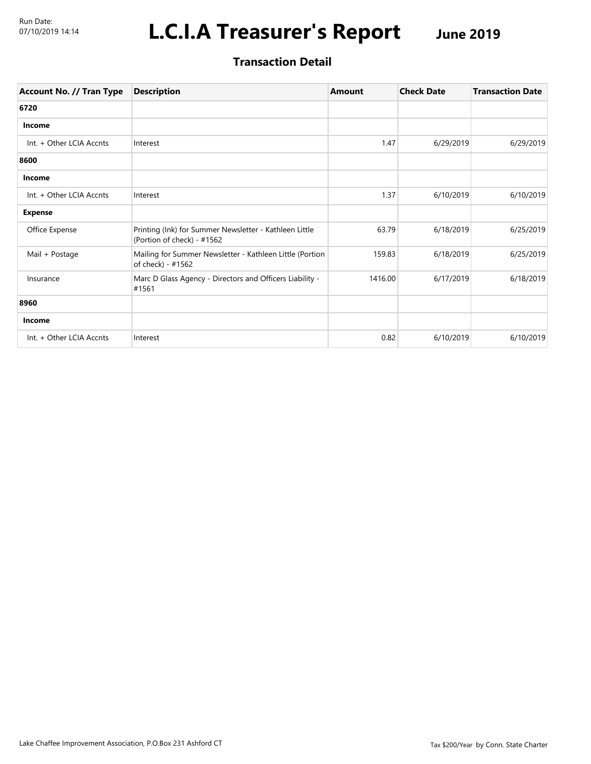Run Date:
07/10/2019 14:14

# L.C.I.A Treasurer's Report **June 2019**

## Transaction Detail

| Account No. // Tran Type | Description | Amount | Check Date | Transaction Date |
|---|---|---|---|---|
| **6720** | | | | |
| **Income** | | | | |
| Int. + Other LCIA Accnts | Interest | 1.47 | 6/29/2019 | 6/29/2019 |
| **8600** | | | | |
| **Income** | | | | |
| Int. + Other LCIA Accnts | Interest | 1.37 | 6/10/2019 | 6/10/2019 |
| **Expense** | | | | |
| Office Expense | Printing (Ink) for Summer Newsletter - Kathleen Little (Portion of check) - #1562 | 63.79 | 6/18/2019 | 6/25/2019 |
| Mail + Postage | Mailing for Summer Newsletter - Kathleen Little (Portion of check) - #1562 | 159.83 | 6/18/2019 | 6/25/2019 |
| Insurance | Marc D Glass Agency - Directors and Officers Liability - #1561 | 1416.00 | 6/17/2019 | 6/18/2019 |
| **8960** | | | | |
| **Income** | | | | |
| Int. + Other LCIA Accnts | Interest | 0.82 | 6/10/2019 | 6/10/2019 |

Lake Chaffee Improvement Association, P.O.Box 231 Ashford CT

Tax $200/Year by Conn. State Charter